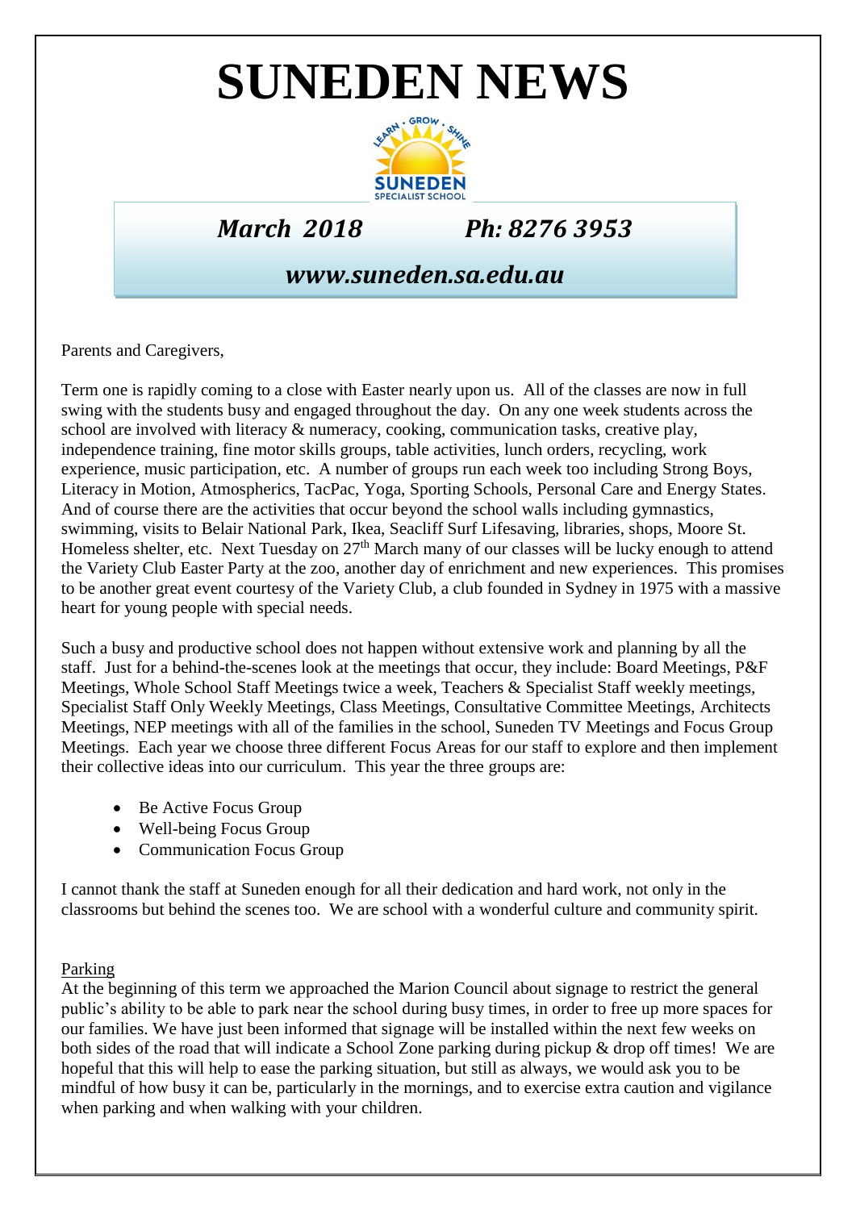# SUNEDEN NEWS

*March 2018* *Ph: 8276 3953*

*www.suneden.sa.edu.au*

Parents and Caregivers,

Term one is rapidly coming to a close with Easter nearly upon us. All of the classes are now in full swing with the students busy and engaged throughout the day. On any one week students across the school are involved with literacy & numeracy, cooking, communication tasks, creative play, independence training, fine motor skills groups, table activities, lunch orders, recycling, work experience, music participation, etc. A number of groups run each week too including Strong Boys, Literacy in Motion, Atmospherics, TacPac, Yoga, Sporting Schools, Personal Care and Energy States. And of course there are the activities that occur beyond the school walls including gymnastics, swimming, visits to Belair National Park, Ikea, Seacliff Surf Lifesaving, libraries, shops, Moore St. Homeless shelter, etc. Next Tuesday on 27th March many of our classes will be lucky enough to attend the Variety Club Easter Party at the zoo, another day of enrichment and new experiences. This promises to be another great event courtesy of the Variety Club, a club founded in Sydney in 1975 with a massive heart for young people with special needs.

Such a busy and productive school does not happen without extensive work and planning by all the staff. Just for a behind-the-scenes look at the meetings that occur, they include: Board Meetings, P&F Meetings, Whole School Staff Meetings twice a week, Teachers & Specialist Staff weekly meetings, Specialist Staff Only Weekly Meetings, Class Meetings, Consultative Committee Meetings, Architects Meetings, NEP meetings with all of the families in the school, Suneden TV Meetings and Focus Group Meetings. Each year we choose three different Focus Areas for our staff to explore and then implement their collective ideas into our curriculum. This year the three groups are:

- Be Active Focus Group
- Well-being Focus Group
- Communication Focus Group

I cannot thank the staff at Suneden enough for all their dedication and hard work, not only in the classrooms but behind the scenes too. We are school with a wonderful culture and community spirit.

## Parking

At the beginning of this term we approached the Marion Council about signage to restrict the general public's ability to be able to park near the school during busy times, in order to free up more spaces for our families. We have just been informed that signage will be installed within the next few weeks on both sides of the road that will indicate a School Zone parking during pickup & drop off times! We are hopeful that this will help to ease the parking situation, but still as always, we would ask you to be mindful of how busy it can be, particularly in the mornings, and to exercise extra caution and vigilance when parking and when walking with your children.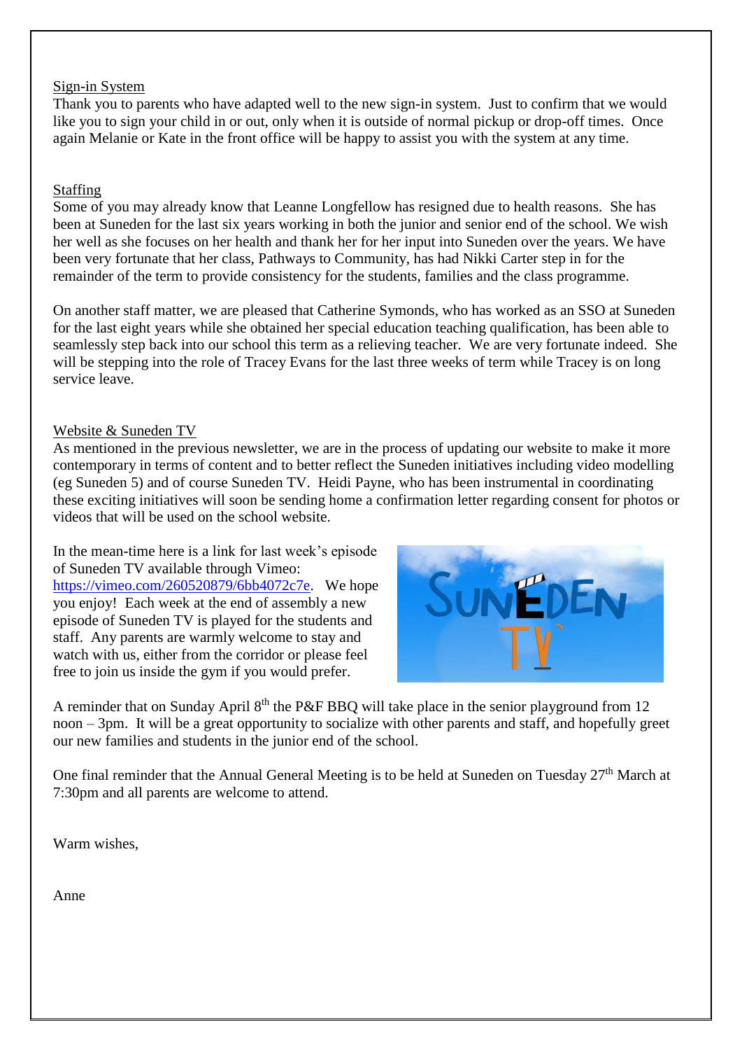Sign-in System

Thank you to parents who have adapted well to the new sign-in system. Just to confirm that we would like you to sign your child in or out, only when it is outside of normal pickup or drop-off times. Once again Melanie or Kate in the front office will be happy to assist you with the system at any time.

Staffing

Some of you may already know that Leanne Longfellow has resigned due to health reasons. She has been at Suneden for the last six years working in both the junior and senior end of the school. We wish her well as she focuses on her health and thank her for her input into Suneden over the years. We have been very fortunate that her class, Pathways to Community, has had Nikki Carter step in for the remainder of the term to provide consistency for the students, families and the class programme.

On another staff matter, we are pleased that Catherine Symonds, who has worked as an SSO at Suneden for the last eight years while she obtained her special education teaching qualification, has been able to seamlessly step back into our school this term as a relieving teacher. We are very fortunate indeed. She will be stepping into the role of Tracey Evans for the last three weeks of term while Tracey is on long service leave.

Website & Suneden TV

As mentioned in the previous newsletter, we are in the process of updating our website to make it more contemporary in terms of content and to better reflect the Suneden initiatives including video modelling (eg Suneden 5) and of course Suneden TV. Heidi Payne, who has been instrumental in coordinating these exciting initiatives will soon be sending home a confirmation letter regarding consent for photos or videos that will be used on the school website.

In the mean-time here is a link for last week's episode of Suneden TV available through Vimeo: https://vimeo.com/260520879/6bb4072c7e. We hope you enjoy! Each week at the end of assembly a new episode of Suneden TV is played for the students and staff. Any parents are warmly welcome to stay and watch with us, either from the corridor or please feel free to join us inside the gym if you would prefer.

A reminder that on Sunday April 8th the P&F BBQ will take place in the senior playground from 12 noon – 3pm. It will be a great opportunity to socialize with other parents and staff, and hopefully greet our new families and students in the junior end of the school.

One final reminder that the Annual General Meeting is to be held at Suneden on Tuesday 27th March at 7:30pm and all parents are welcome to attend.

Warm wishes,

Anne